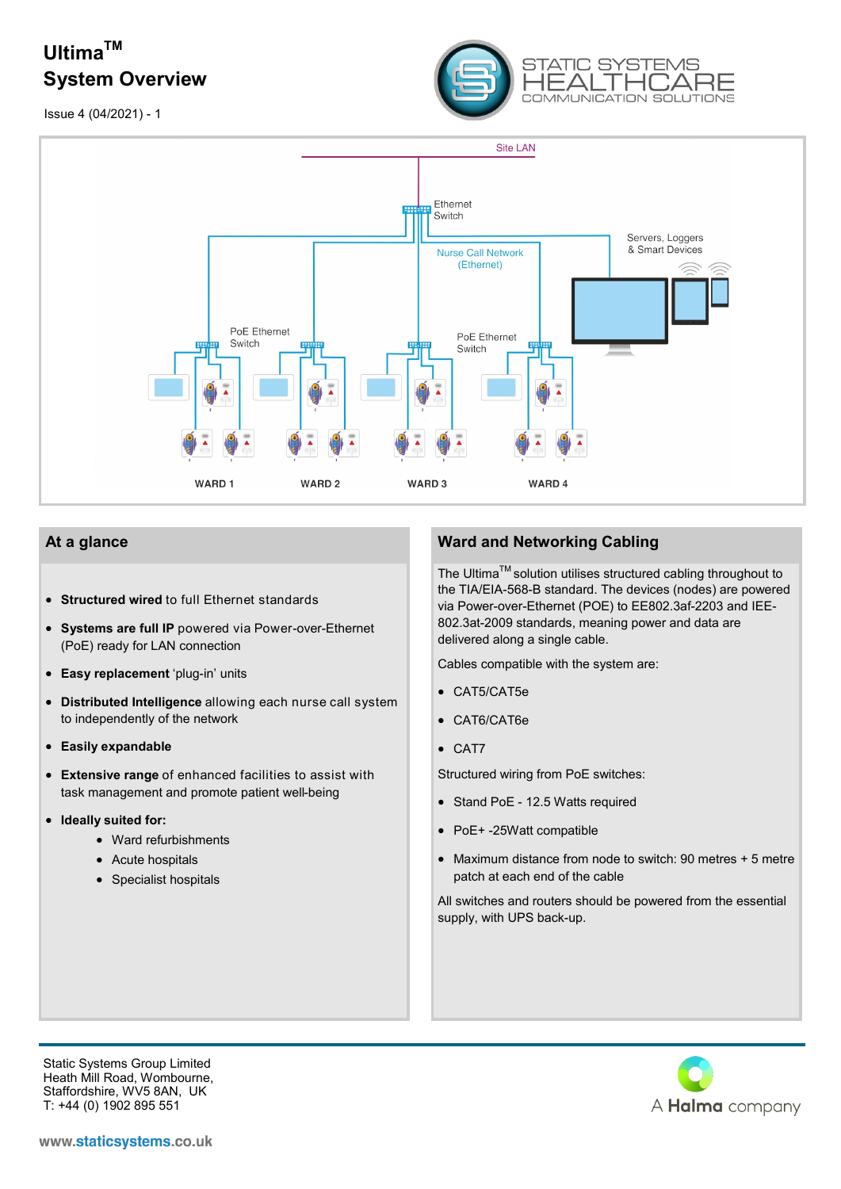# Ultima$^{TM}$ System Overview

Issue 4 (04/2021) - 1

STATIC SYSTEMS HEALTHCARE COMMUNICATION SOLUTIONS

Site LAN

Ethernet Switch

Servers, Loggers & Smart Devices

Nurse Call Network (Ethernet)

PoE Ethernet Switch

PoE Ethernet Switch

WARD 1

WARD 2

WARD 3

WARD 4

## At a glance

- **Structured wired** to full Ethernet standards
- **Systems are full IP** powered via Power-over-Ethernet (PoE) ready for LAN connection
- **Easy replacement** 'plug-in' units
- **Distributed Intelligence** allowing each nurse call system to independently of the network
- **Easily expandable**
- **Extensive range** of enhanced facilities to assist with task management and promote patient well-being
- **Ideally suited for:**
    - Ward refurbishments
    - Acute hospitals
    - Specialist hospitals

## Ward and Networking Cabling

The Ultima$^{TM}$ solution utilises structured cabling throughout to the TIA/EIA-568-B standard. The devices (nodes) are powered via Power-over-Ethernet (POE) to EE802.3af-2203 and IEE-802.3at-2009 standards, meaning power and data are delivered along a single cable.

Cables compatible with the system are:

- CAT5/CAT5e
- CAT6/CAT6e
- CAT7

Structured wiring from PoE switches:

- Stand PoE - 12.5 Watts required
- PoE+ -25Watt compatible
- Maximum distance from node to switch: 90 metres + 5 metre patch at each end of the cable

All switches and routers should be powered from the essential supply, with UPS back-up.

Static Systems Group Limited
Heath Mill Road, Wombourne,
Staffordshire, WV5 8AN, UK
T: +44 (0) 1902 895 551

A Halma company

www.staticsystems.co.uk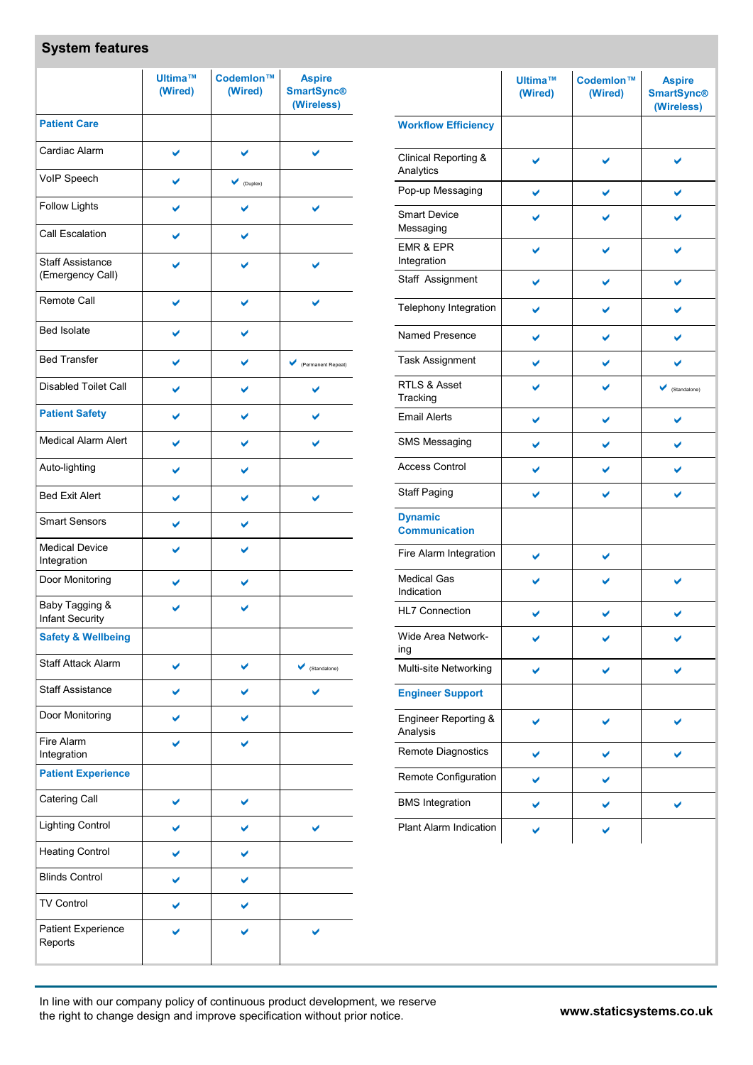## System features

| | Ultima™ (Wired) | Codemlon™ (Wired) | Aspire SmartSync® (Wireless) |
|---|---|---|---|
| **Patient Care** | | | |
| Cardiac Alarm | ✔ | ✔ | ✔ |
| VoIP Speech | ✔ | ✔ (Duplex) | |
| Follow Lights | ✔ | ✔ | ✔ |
| Call Escalation | ✔ | ✔ | |
| Staff Assistance (Emergency Call) | ✔ | ✔ | ✔ |
| Remote Call | ✔ | ✔ | ✔ |
| Bed Isolate | ✔ | ✔ | |
| Bed Transfer | ✔ | ✔ | ✔ (Permanent Repeat) |
| Disabled Toilet Call | ✔ | ✔ | ✔ |
| **Patient Safety** | ✔ | ✔ | ✔ |
| Medical Alarm Alert | ✔ | ✔ | ✔ |
| Auto-lighting | ✔ | ✔ | |
| Bed Exit Alert | ✔ | ✔ | ✔ |
| Smart Sensors | ✔ | ✔ | |
| Medical Device Integration | ✔ | ✔ | |
| Door Monitoring | ✔ | ✔ | |
| Baby Tagging & Infant Security | ✔ | ✔ | |
| **Safety & Wellbeing** | | | |
| Staff Attack Alarm | ✔ | ✔ | ✔ (Standalone) |
| Staff Assistance | ✔ | ✔ | ✔ |
| Door Monitoring | ✔ | ✔ | |
| Fire Alarm Integration | ✔ | ✔ | |
| **Patient Experience** | | | |
| Catering Call | ✔ | ✔ | |
| Lighting Control | ✔ | ✔ | ✔ |
| Heating Control | ✔ | ✔ | |
| Blinds Control | ✔ | ✔ | |
| TV Control | ✔ | ✔ | |
| Patient Experience Reports | ✔ | ✔ | ✔ |

| | Ultima™ (Wired) | Codemlon™ (Wired) | Aspire SmartSync® (Wireless) |
|---|---|---|---|
| **Workflow Efficiency** | | | |
| Clinical Reporting & Analytics | ✔ | ✔ | ✔ |
| Pop-up Messaging | ✔ | ✔ | ✔ |
| Smart Device Messaging | ✔ | ✔ | ✔ |
| EMR & EPR Integration | ✔ | ✔ | ✔ |
| Staff Assignment | ✔ | ✔ | ✔ |
| Telephony Integration | ✔ | ✔ | ✔ |
| Named Presence | ✔ | ✔ | ✔ |
| Task Assignment | ✔ | ✔ | ✔ |
| RTLS & Asset Tracking | ✔ | ✔ | ✔ (Standalone) |
| Email Alerts | ✔ | ✔ | ✔ |
| SMS Messaging | ✔ | ✔ | ✔ |
| Access Control | ✔ | ✔ | ✔ |
| Staff Paging | ✔ | ✔ | ✔ |
| **Dynamic Communication** | | | |
| Fire Alarm Integration | ✔ | ✔ | |
| Medical Gas Indication | ✔ | ✔ | ✔ |
| HL7 Connection | ✔ | ✔ | ✔ |
| Wide Area Network-ing | ✔ | ✔ | ✔ |
| Multi-site Networking | ✔ | ✔ | ✔ |
| **Engineer Support** | | | |
| Engineer Reporting & Analysis | ✔ | ✔ | ✔ |
| Remote Diagnostics | ✔ | ✔ | ✔ |
| Remote Configuration | ✔ | ✔ | |
| BMS Integration | ✔ | ✔ | ✔ |
| Plant Alarm Indication | ✔ | ✔ | |

In line with our company policy of continuous product development, we reserve the right to change design and improve specification without prior notice.

**www.staticsystems.co.uk**